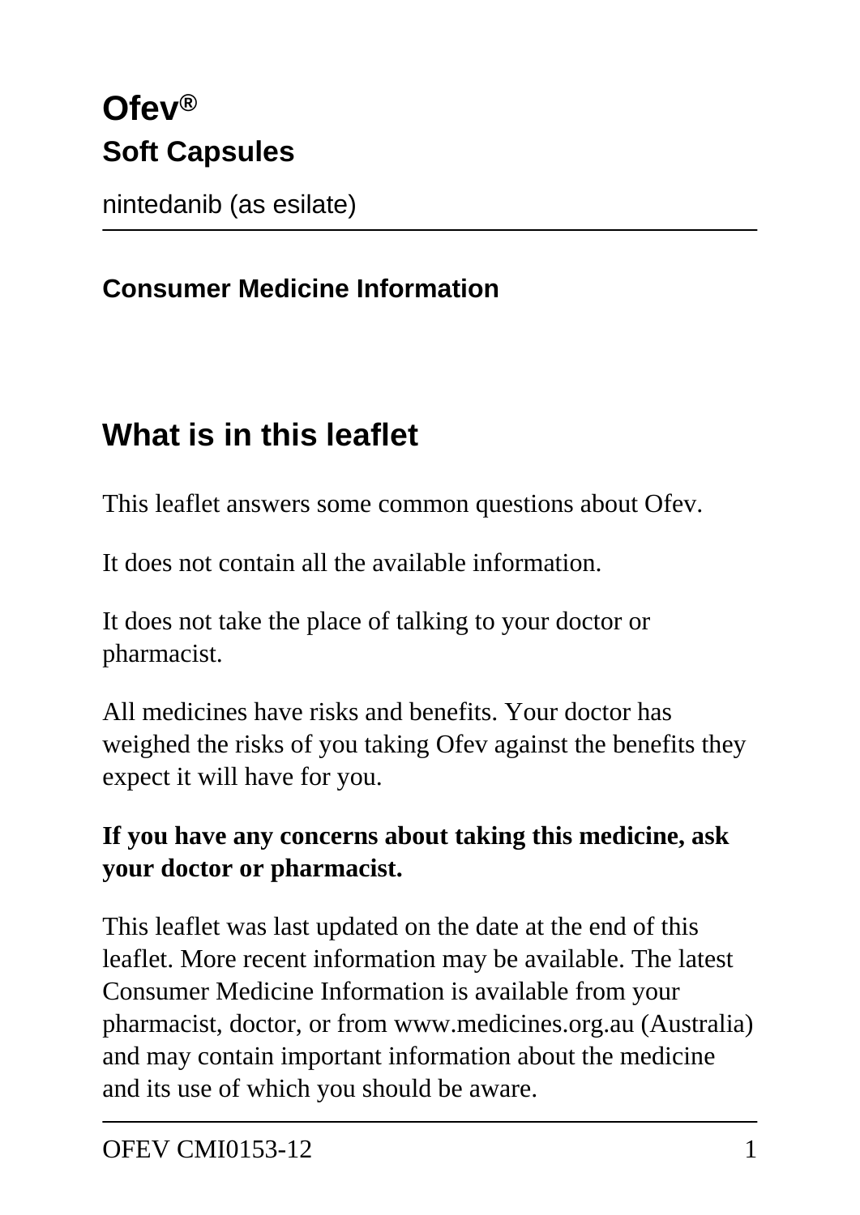# Ofev®

## Soft Capsules

nintedanib (as esilate)

**Consumer Medicine Information**

## What is in this leaflet

This leaflet answers some common questions about Ofev.

It does not contain all the available information.

It does not take the place of talking to your doctor or pharmacist.

All medicines have risks and benefits. Your doctor has weighed the risks of you taking Ofev against the benefits they expect it will have for you.

**If you have any concerns about taking this medicine, ask your doctor or pharmacist.**

This leaflet was last updated on the date at the end of this leaflet. More recent information may be available. The latest Consumer Medicine Information is available from your pharmacist, doctor, or from www.medicines.org.au (Australia) and may contain important information about the medicine and its use of which you should be aware.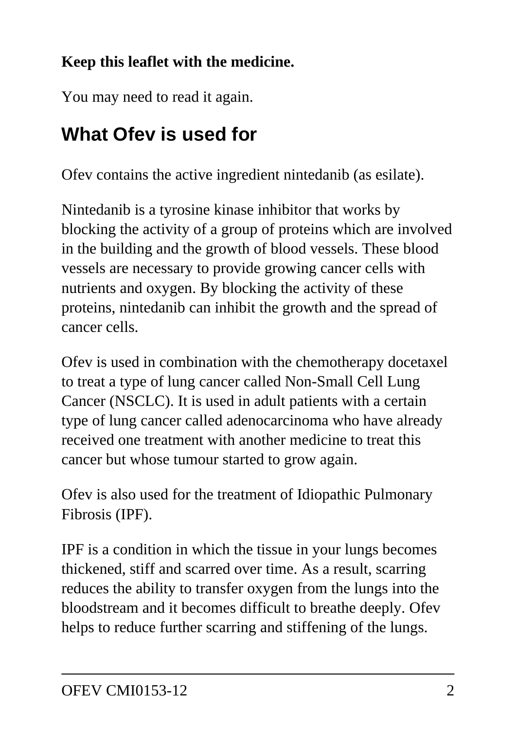**Keep this leaflet with the medicine.**

You may need to read it again.

## What Ofev is used for

Ofev contains the active ingredient nintedanib (as esilate).

Nintedanib is a tyrosine kinase inhibitor that works by blocking the activity of a group of proteins which are involved in the building and the growth of blood vessels. These blood vessels are necessary to provide growing cancer cells with nutrients and oxygen. By blocking the activity of these proteins, nintedanib can inhibit the growth and the spread of cancer cells.

Ofev is used in combination with the chemotherapy docetaxel to treat a type of lung cancer called Non-Small Cell Lung Cancer (NSCLC). It is used in adult patients with a certain type of lung cancer called adenocarcinoma who have already received one treatment with another medicine to treat this cancer but whose tumour started to grow again.

Ofev is also used for the treatment of Idiopathic Pulmonary Fibrosis (IPF).

IPF is a condition in which the tissue in your lungs becomes thickened, stiff and scarred over time. As a result, scarring reduces the ability to transfer oxygen from the lungs into the bloodstream and it becomes difficult to breathe deeply. Ofev helps to reduce further scarring and stiffening of the lungs.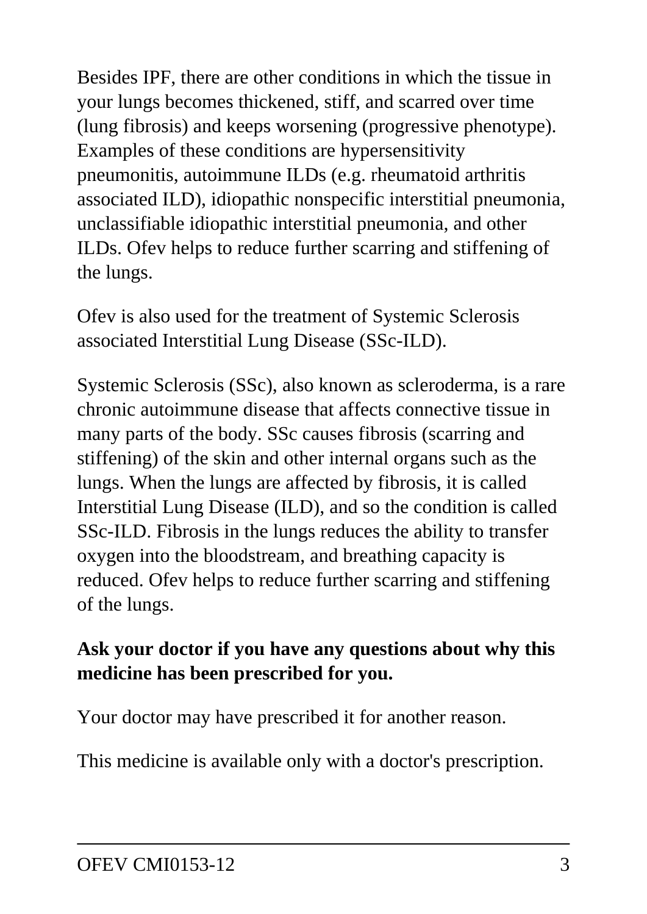Besides IPF, there are other conditions in which the tissue in your lungs becomes thickened, stiff, and scarred over time (lung fibrosis) and keeps worsening (progressive phenotype). Examples of these conditions are hypersensitivity pneumonitis, autoimmune ILDs (e.g. rheumatoid arthritis associated ILD), idiopathic nonspecific interstitial pneumonia, unclassifiable idiopathic interstitial pneumonia, and other ILDs. Ofev helps to reduce further scarring and stiffening of the lungs.

Ofev is also used for the treatment of Systemic Sclerosis associated Interstitial Lung Disease (SSc-ILD).

Systemic Sclerosis (SSc), also known as scleroderma, is a rare chronic autoimmune disease that affects connective tissue in many parts of the body. SSc causes fibrosis (scarring and stiffening) of the skin and other internal organs such as the lungs. When the lungs are affected by fibrosis, it is called Interstitial Lung Disease (ILD), and so the condition is called SSc-ILD. Fibrosis in the lungs reduces the ability to transfer oxygen into the bloodstream, and breathing capacity is reduced. Ofev helps to reduce further scarring and stiffening of the lungs.

**Ask your doctor if you have any questions about why this medicine has been prescribed for you.**

Your doctor may have prescribed it for another reason.

This medicine is available only with a doctor's prescription.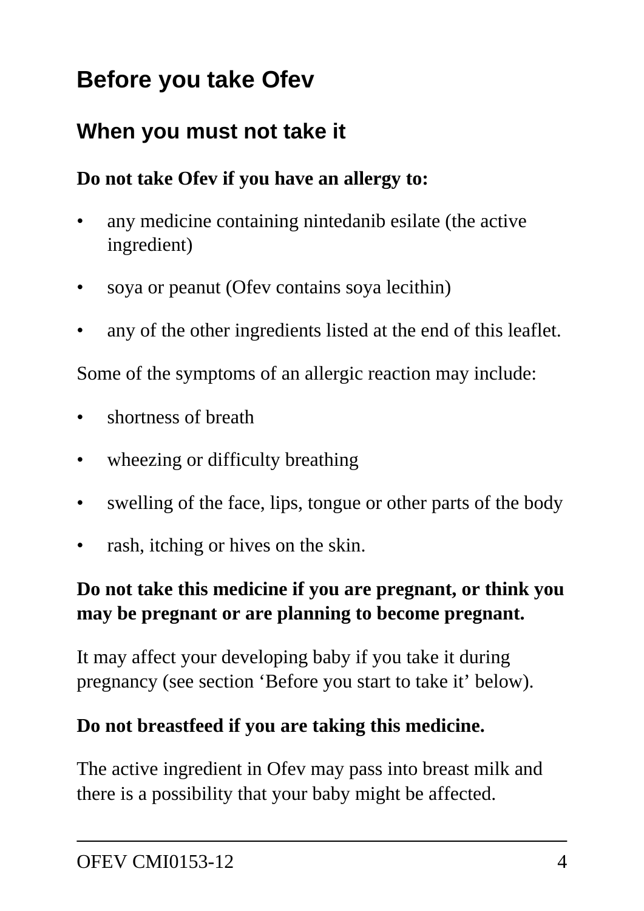## Before you take Ofev

### When you must not take it

**Do not take Ofev if you have an allergy to:**

- any medicine containing nintedanib esilate (the active ingredient)
- soya or peanut (Ofev contains soya lecithin)
- any of the other ingredients listed at the end of this leaflet.

Some of the symptoms of an allergic reaction may include:

- shortness of breath
- wheezing or difficulty breathing
- swelling of the face, lips, tongue or other parts of the body
- rash, itching or hives on the skin.

**Do not take this medicine if you are pregnant, or think you may be pregnant or are planning to become pregnant.**

It may affect your developing baby if you take it during pregnancy (see section 'Before you start to take it' below).

**Do not breastfeed if you are taking this medicine.**

The active ingredient in Ofev may pass into breast milk and there is a possibility that your baby might be affected.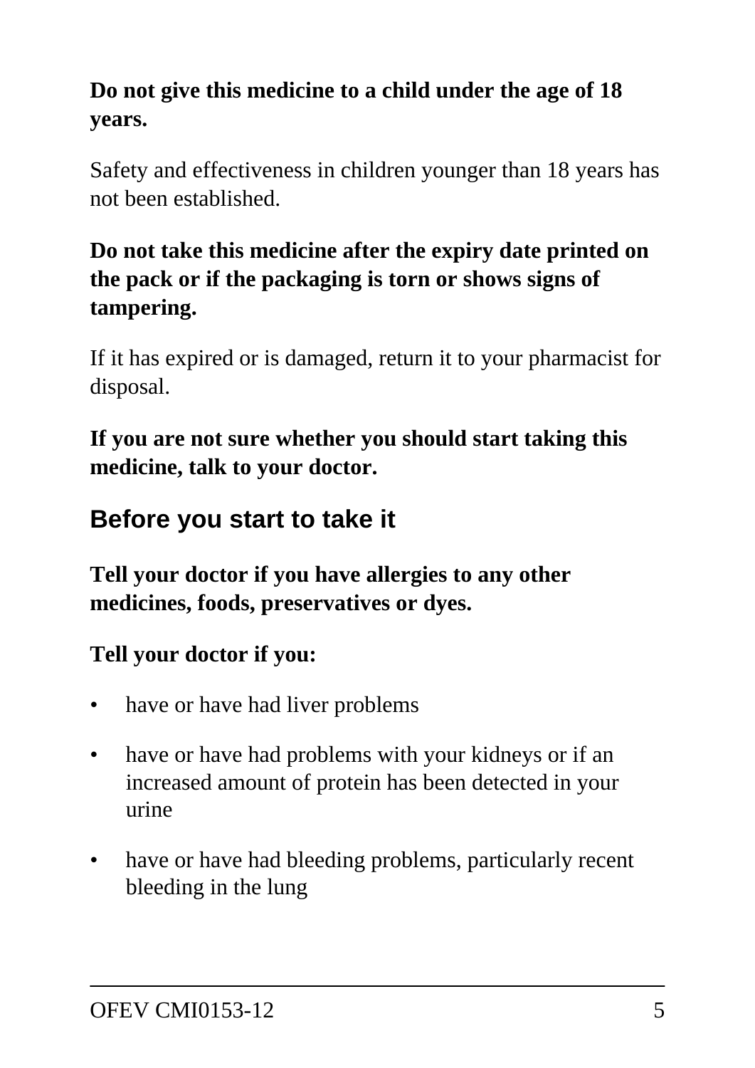**Do not give this medicine to a child under the age of 18 years.**

Safety and effectiveness in children younger than 18 years has not been established.

**Do not take this medicine after the expiry date printed on the pack or if the packaging is torn or shows signs of tampering.**

If it has expired or is damaged, return it to your pharmacist for disposal.

**If you are not sure whether you should start taking this medicine, talk to your doctor.**

## Before you start to take it

**Tell your doctor if you have allergies to any other medicines, foods, preservatives or dyes.**

**Tell your doctor if you:**

- have or have had liver problems
- have or have had problems with your kidneys or if an increased amount of protein has been detected in your urine
- have or have had bleeding problems, particularly recent bleeding in the lung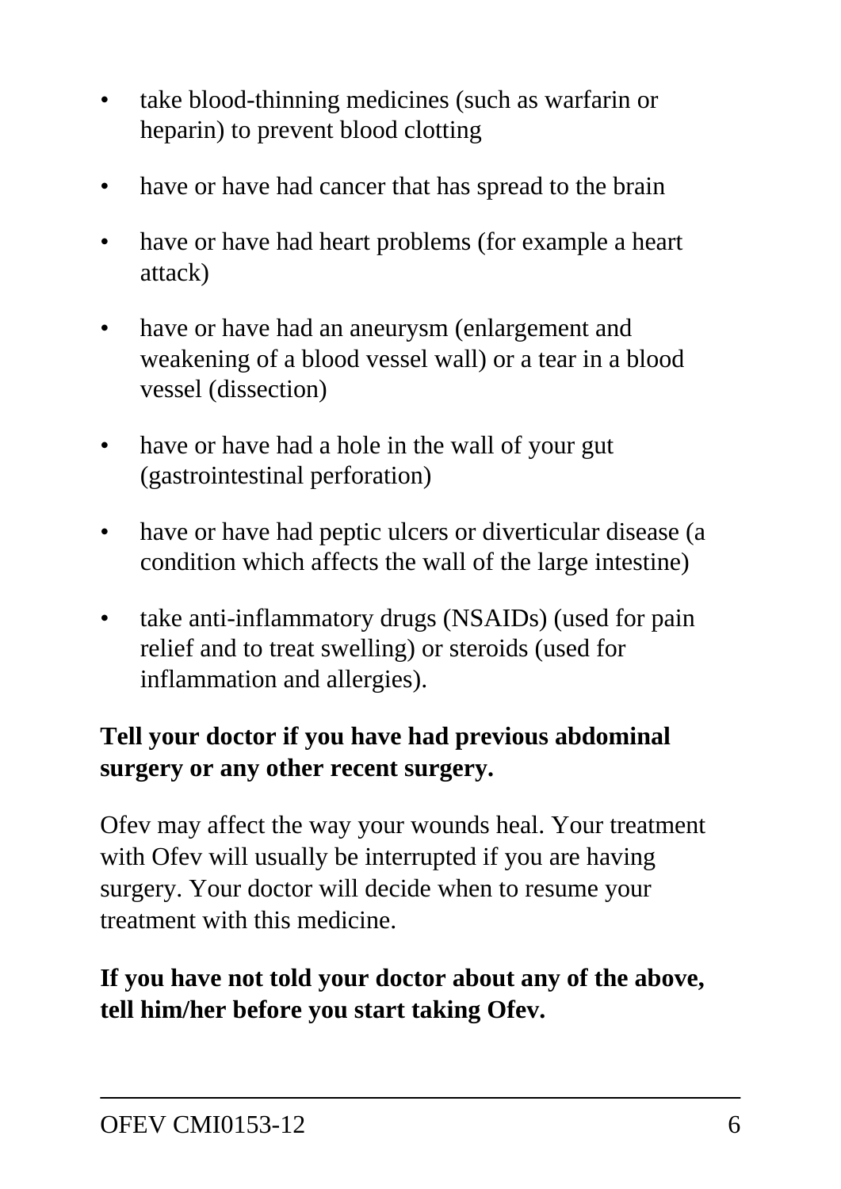- take blood-thinning medicines (such as warfarin or heparin) to prevent blood clotting
- have or have had cancer that has spread to the brain
- have or have had heart problems (for example a heart attack)
- have or have had an aneurysm (enlargement and weakening of a blood vessel wall) or a tear in a blood vessel (dissection)
- have or have had a hole in the wall of your gut (gastrointestinal perforation)
- have or have had peptic ulcers or diverticular disease (a condition which affects the wall of the large intestine)
- take anti-inflammatory drugs (NSAIDs) (used for pain relief and to treat swelling) or steroids (used for inflammation and allergies).

**Tell your doctor if you have had previous abdominal surgery or any other recent surgery.**

Ofev may affect the way your wounds heal. Your treatment with Ofev will usually be interrupted if you are having surgery. Your doctor will decide when to resume your treatment with this medicine.

**If you have not told your doctor about any of the above, tell him/her before you start taking Ofev.**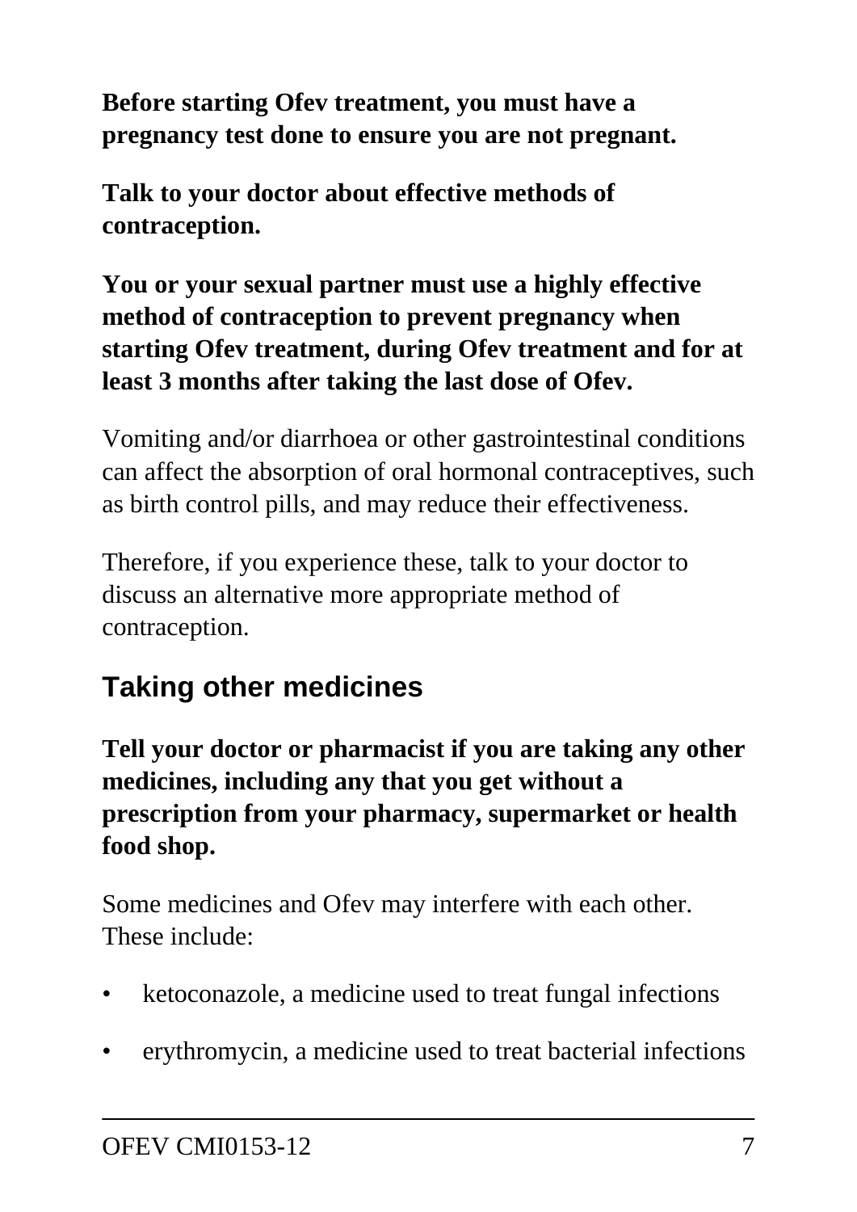**Before starting Ofev treatment, you must have a pregnancy test done to ensure you are not pregnant.**

**Talk to your doctor about effective methods of contraception.**

**You or your sexual partner must use a highly effective method of contraception to prevent pregnancy when starting Ofev treatment, during Ofev treatment and for at least 3 months after taking the last dose of Ofev.**

Vomiting and/or diarrhoea or other gastrointestinal conditions can affect the absorption of oral hormonal contraceptives, such as birth control pills, and may reduce their effectiveness.

Therefore, if you experience these, talk to your doctor to discuss an alternative more appropriate method of contraception.

## Taking other medicines

**Tell your doctor or pharmacist if you are taking any other medicines, including any that you get without a prescription from your pharmacy, supermarket or health food shop.**

Some medicines and Ofev may interfere with each other. These include:

- ketoconazole, a medicine used to treat fungal infections
- erythromycin, a medicine used to treat bacterial infections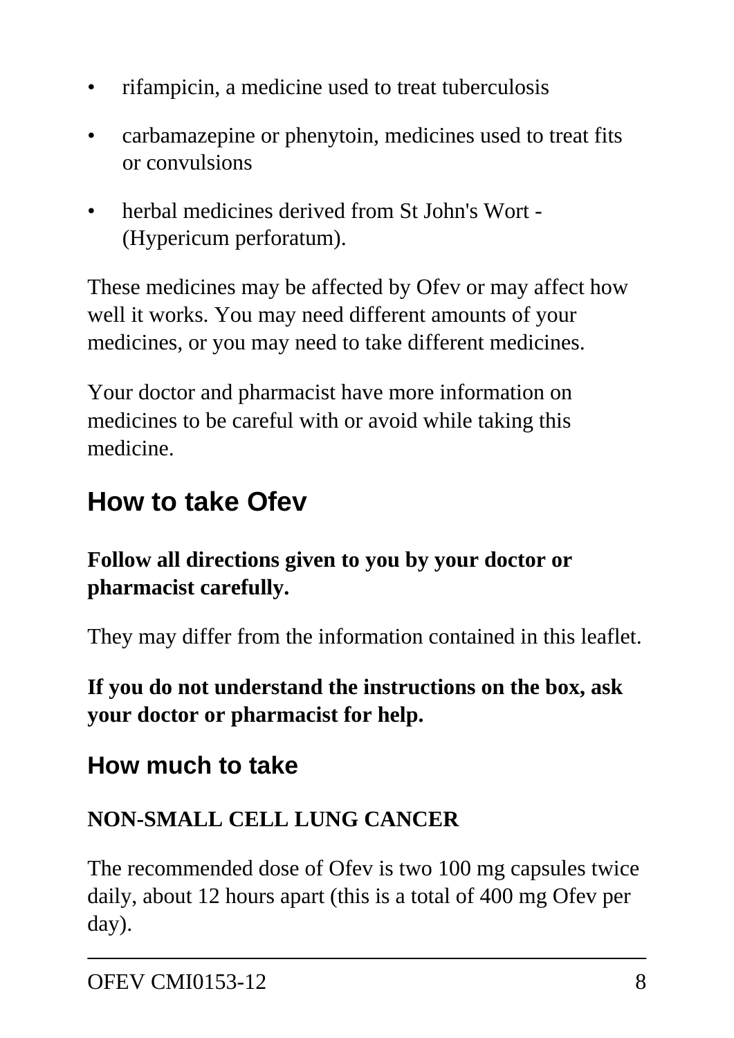- rifampicin, a medicine used to treat tuberculosis
- carbamazepine or phenytoin, medicines used to treat fits or convulsions
- herbal medicines derived from St John's Wort - (Hypericum perforatum).

These medicines may be affected by Ofev or may affect how well it works. You may need different amounts of your medicines, or you may need to take different medicines.

Your doctor and pharmacist have more information on medicines to be careful with or avoid while taking this medicine.

## How to take Ofev

**Follow all directions given to you by your doctor or pharmacist carefully.**

They may differ from the information contained in this leaflet.

**If you do not understand the instructions on the box, ask your doctor or pharmacist for help.**

### How much to take

**NON-SMALL CELL LUNG CANCER**

The recommended dose of Ofev is two 100 mg capsules twice daily, about 12 hours apart (this is a total of 400 mg Ofev per day).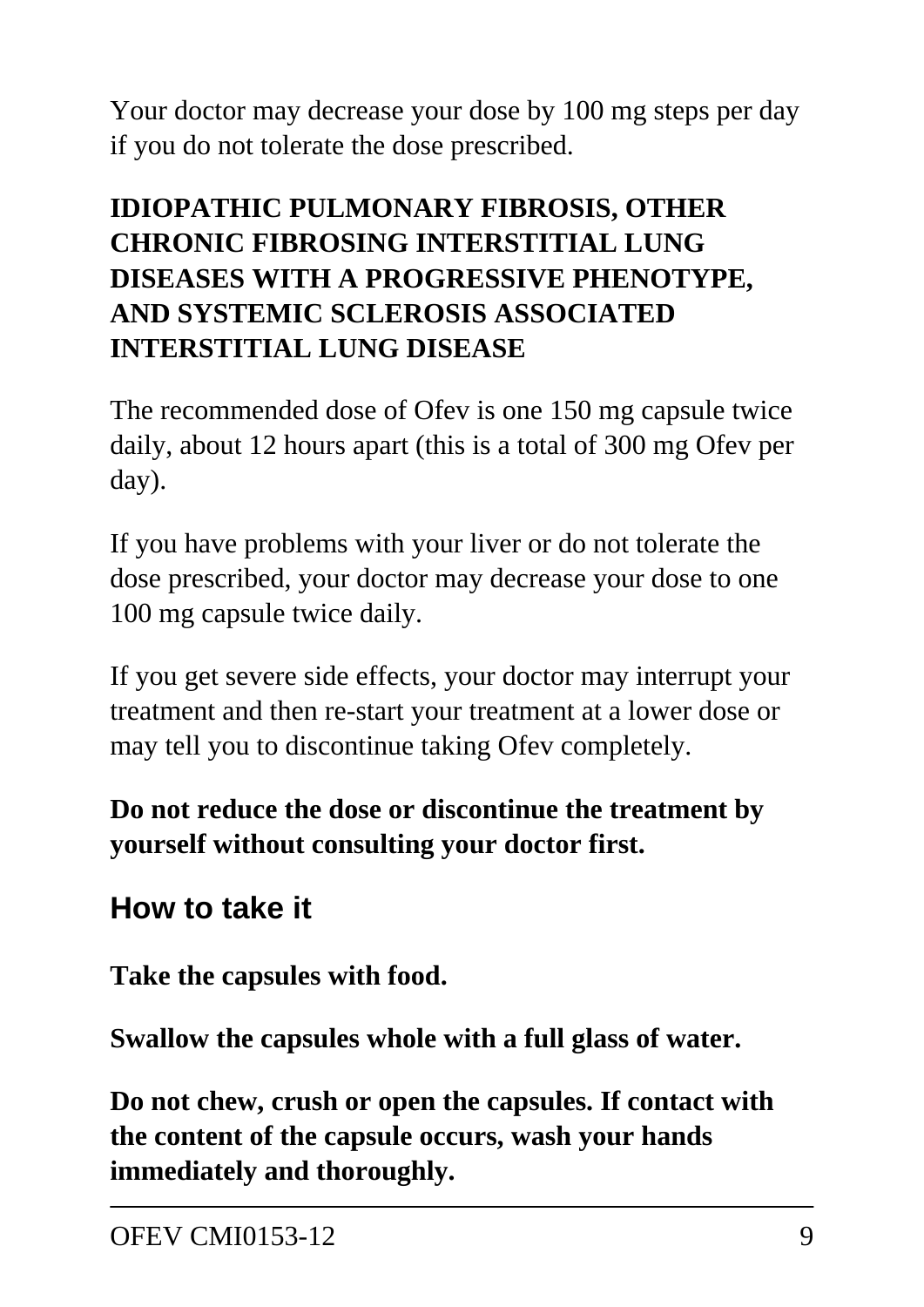Your doctor may decrease your dose by 100 mg steps per day if you do not tolerate the dose prescribed.

**IDIOPATHIC PULMONARY FIBROSIS, OTHER CHRONIC FIBROSING INTERSTITIAL LUNG DISEASES WITH A PROGRESSIVE PHENOTYPE, AND SYSTEMIC SCLEROSIS ASSOCIATED INTERSTITIAL LUNG DISEASE**

The recommended dose of Ofev is one 150 mg capsule twice daily, about 12 hours apart (this is a total of 300 mg Ofev per day).

If you have problems with your liver or do not tolerate the dose prescribed, your doctor may decrease your dose to one 100 mg capsule twice daily.

If you get severe side effects, your doctor may interrupt your treatment and then re-start your treatment at a lower dose or may tell you to discontinue taking Ofev completely.

**Do not reduce the dose or discontinue the treatment by yourself without consulting your doctor first.**

## How to take it

**Take the capsules with food.**

**Swallow the capsules whole with a full glass of water.**

**Do not chew, crush or open the capsules. If contact with the content of the capsule occurs, wash your hands immediately and thoroughly.**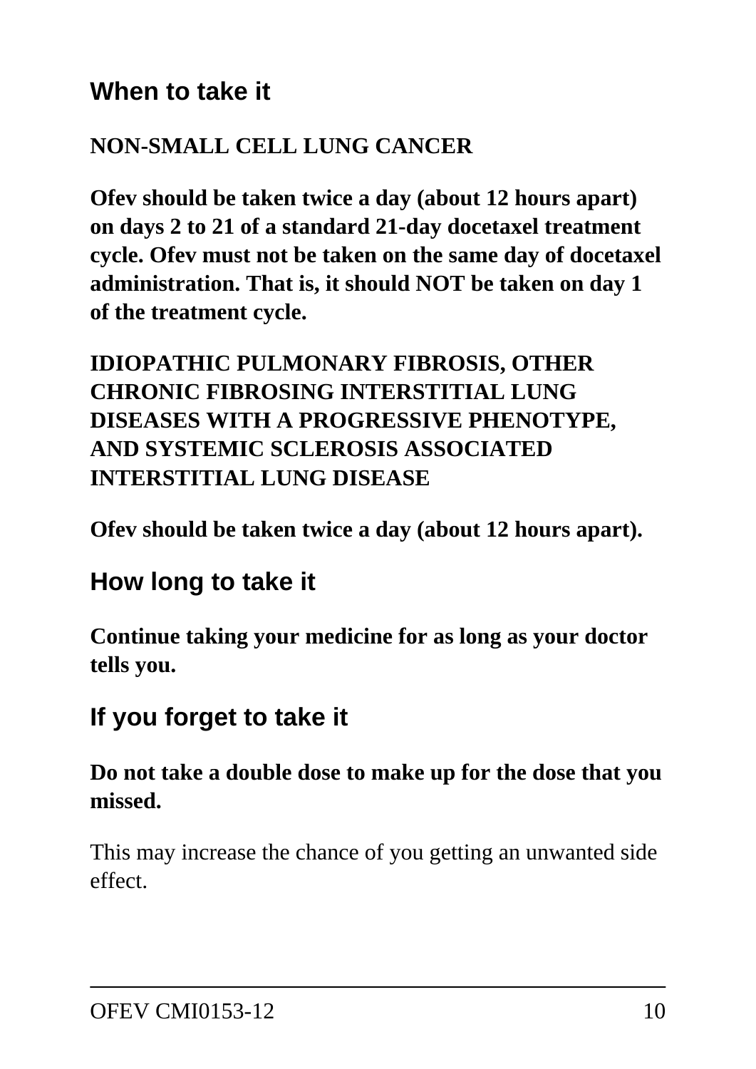## When to take it

**NON-SMALL CELL LUNG CANCER**

**Ofev should be taken twice a day (about 12 hours apart) on days 2 to 21 of a standard 21-day docetaxel treatment cycle. Ofev must not be taken on the same day of docetaxel administration. That is, it should NOT be taken on day 1 of the treatment cycle.**

**IDIOPATHIC PULMONARY FIBROSIS, OTHER CHRONIC FIBROSING INTERSTITIAL LUNG DISEASES WITH A PROGRESSIVE PHENOTYPE, AND SYSTEMIC SCLEROSIS ASSOCIATED INTERSTITIAL LUNG DISEASE**

**Ofev should be taken twice a day (about 12 hours apart).**

## How long to take it

**Continue taking your medicine for as long as your doctor tells you.**

## If you forget to take it

**Do not take a double dose to make up for the dose that you missed.**

This may increase the chance of you getting an unwanted side effect.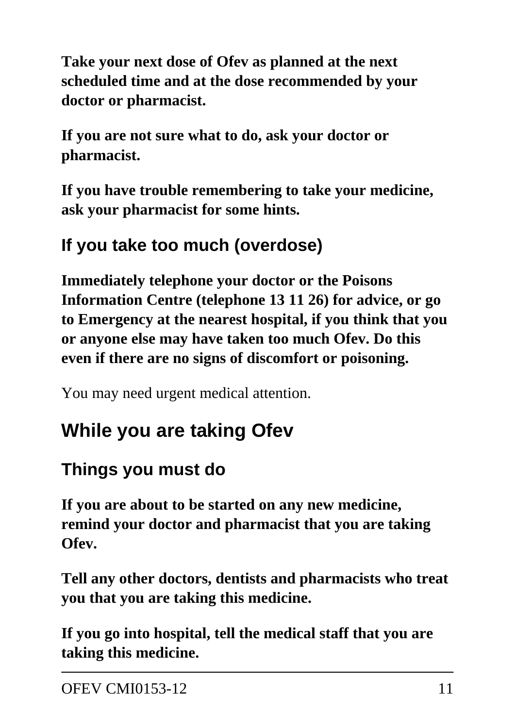**Take your next dose of Ofev as planned at the next scheduled time and at the dose recommended by your doctor or pharmacist.**

**If you are not sure what to do, ask your doctor or pharmacist.**

**If you have trouble remembering to take your medicine, ask your pharmacist for some hints.**

### If you take too much (overdose)

**Immediately telephone your doctor or the Poisons Information Centre (telephone 13 11 26) for advice, or go to Emergency at the nearest hospital, if you think that you or anyone else may have taken too much Ofev. Do this even if there are no signs of discomfort or poisoning.**

You may need urgent medical attention.

## While you are taking Ofev

### Things you must do

**If you are about to be started on any new medicine, remind your doctor and pharmacist that you are taking Ofev.**

**Tell any other doctors, dentists and pharmacists who treat you that you are taking this medicine.**

**If you go into hospital, tell the medical staff that you are taking this medicine.**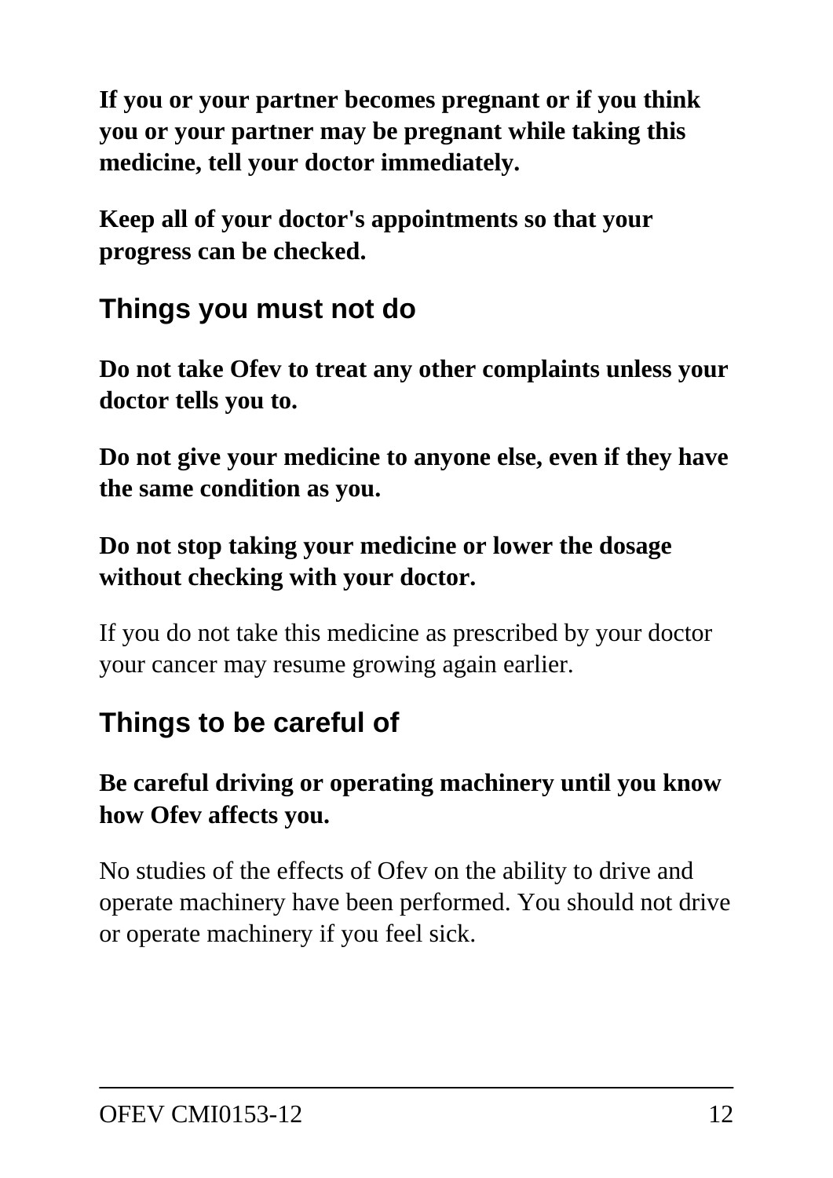**If you or your partner becomes pregnant or if you think you or your partner may be pregnant while taking this medicine, tell your doctor immediately.**

**Keep all of your doctor's appointments so that your progress can be checked.**

## Things you must not do

**Do not take Ofev to treat any other complaints unless your doctor tells you to.**

**Do not give your medicine to anyone else, even if they have the same condition as you.**

**Do not stop taking your medicine or lower the dosage without checking with your doctor.**

If you do not take this medicine as prescribed by your doctor your cancer may resume growing again earlier.

## Things to be careful of

**Be careful driving or operating machinery until you know how Ofev affects you.**

No studies of the effects of Ofev on the ability to drive and operate machinery have been performed. You should not drive or operate machinery if you feel sick.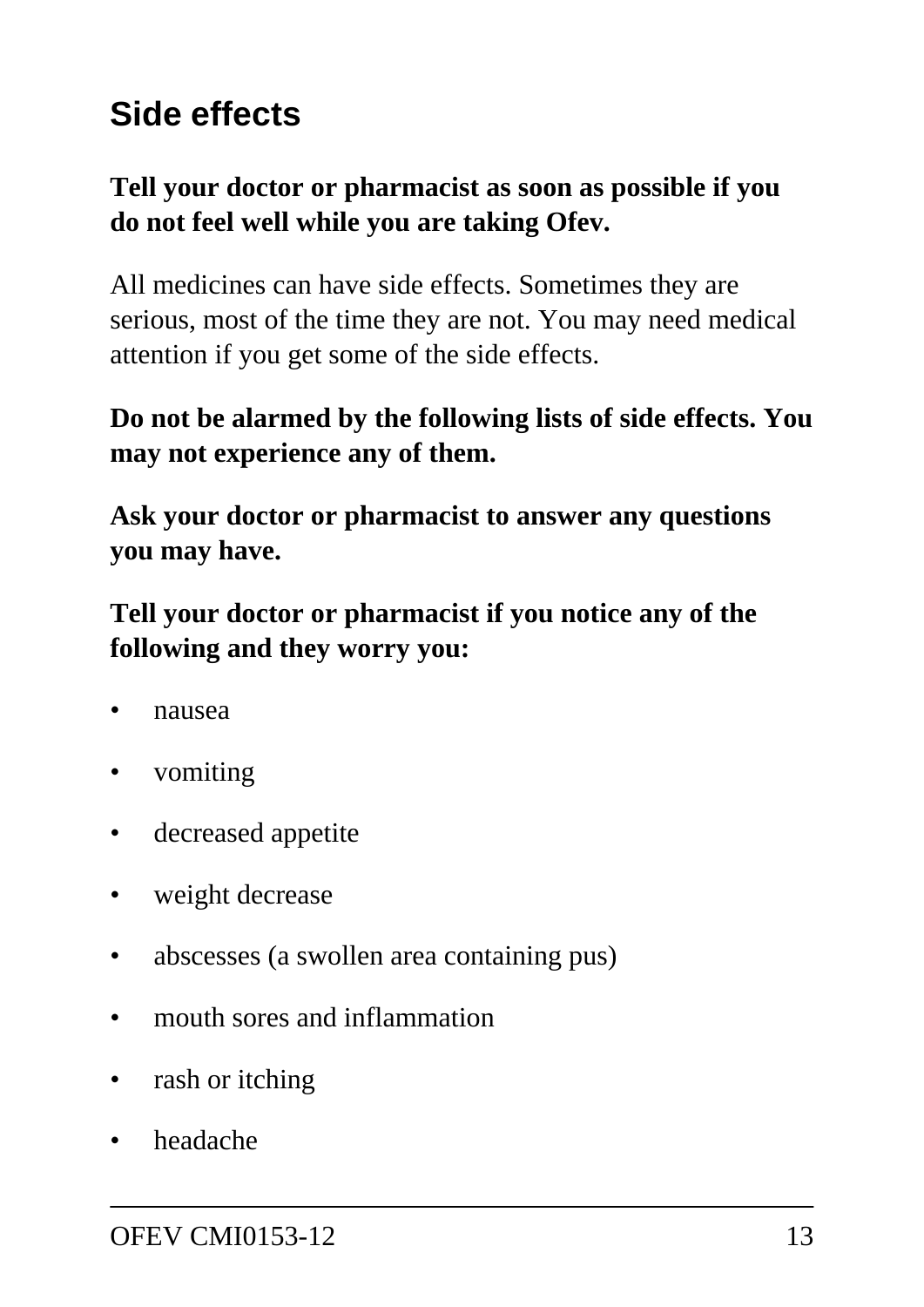## Side effects

**Tell your doctor or pharmacist as soon as possible if you do not feel well while you are taking Ofev.**

All medicines can have side effects. Sometimes they are serious, most of the time they are not. You may need medical attention if you get some of the side effects.

**Do not be alarmed by the following lists of side effects. You may not experience any of them.**

**Ask your doctor or pharmacist to answer any questions you may have.**

**Tell your doctor or pharmacist if you notice any of the following and they worry you:**

- nausea
- vomiting
- decreased appetite
- weight decrease
- abscesses (a swollen area containing pus)
- mouth sores and inflammation
- rash or itching
- headache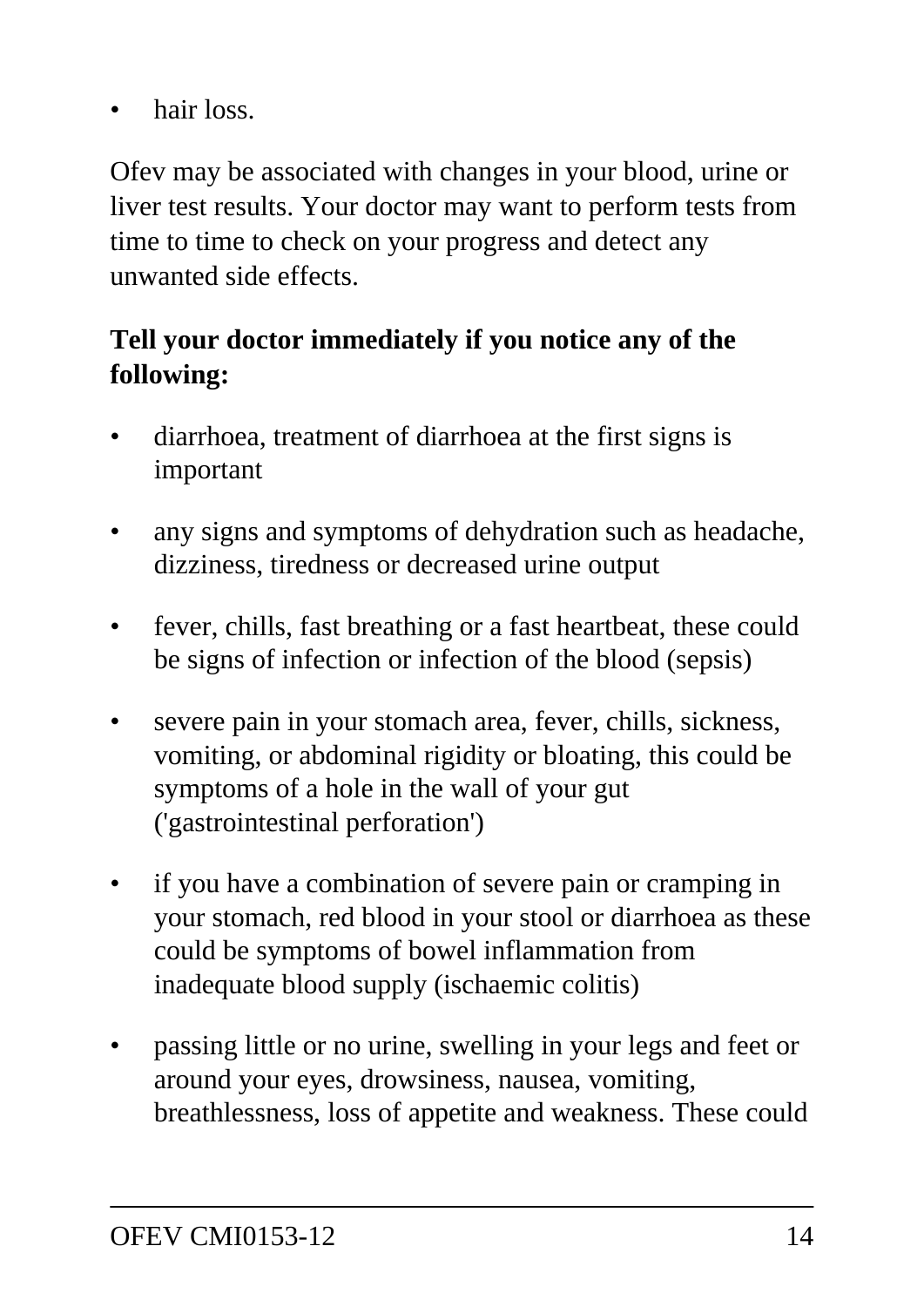- hair loss.

Ofev may be associated with changes in your blood, urine or liver test results. Your doctor may want to perform tests from time to time to check on your progress and detect any unwanted side effects.

**Tell your doctor immediately if you notice any of the following:**

- diarrhoea, treatment of diarrhoea at the first signs is important
- any signs and symptoms of dehydration such as headache, dizziness, tiredness or decreased urine output
- fever, chills, fast breathing or a fast heartbeat, these could be signs of infection or infection of the blood (sepsis)
- severe pain in your stomach area, fever, chills, sickness, vomiting, or abdominal rigidity or bloating, this could be symptoms of a hole in the wall of your gut ('gastrointestinal perforation')
- if you have a combination of severe pain or cramping in your stomach, red blood in your stool or diarrhoea as these could be symptoms of bowel inflammation from inadequate blood supply (ischaemic colitis)
- passing little or no urine, swelling in your legs and feet or around your eyes, drowsiness, nausea, vomiting, breathlessness, loss of appetite and weakness. These could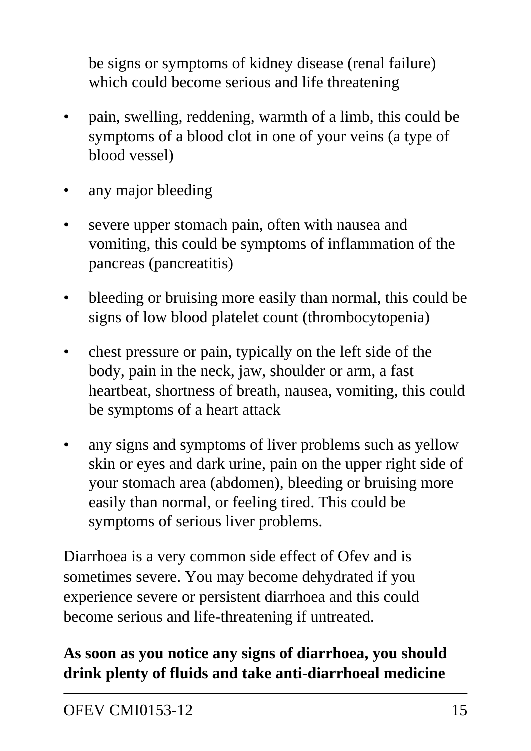be signs or symptoms of kidney disease (renal failure) which could become serious and life threatening

- pain, swelling, reddening, warmth of a limb, this could be symptoms of a blood clot in one of your veins (a type of blood vessel)
- any major bleeding
- severe upper stomach pain, often with nausea and vomiting, this could be symptoms of inflammation of the pancreas (pancreatitis)
- bleeding or bruising more easily than normal, this could be signs of low blood platelet count (thrombocytopenia)
- chest pressure or pain, typically on the left side of the body, pain in the neck, jaw, shoulder or arm, a fast heartbeat, shortness of breath, nausea, vomiting, this could be symptoms of a heart attack
- any signs and symptoms of liver problems such as yellow skin or eyes and dark urine, pain on the upper right side of your stomach area (abdomen), bleeding or bruising more easily than normal, or feeling tired. This could be symptoms of serious liver problems.

Diarrhoea is a very common side effect of Ofev and is sometimes severe. You may become dehydrated if you experience severe or persistent diarrhoea and this could become serious and life-threatening if untreated.

**As soon as you notice any signs of diarrhoea, you should drink plenty of fluids and take anti-diarrhoeal medicine**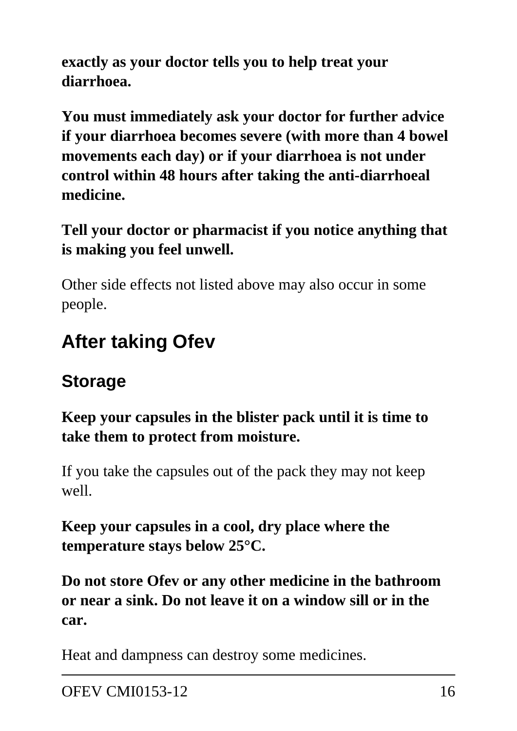**exactly as your doctor tells you to help treat your diarrhoea.**

**You must immediately ask your doctor for further advice if your diarrhoea becomes severe (with more than 4 bowel movements each day) or if your diarrhoea is not under control within 48 hours after taking the anti-diarrhoeal medicine.**

**Tell your doctor or pharmacist if you notice anything that is making you feel unwell.**

Other side effects not listed above may also occur in some people.

# After taking Ofev

## Storage

**Keep your capsules in the blister pack until it is time to take them to protect from moisture.**

If you take the capsules out of the pack they may not keep well.

**Keep your capsules in a cool, dry place where the temperature stays below 25°C.**

**Do not store Ofev or any other medicine in the bathroom or near a sink. Do not leave it on a window sill or in the car.**

Heat and dampness can destroy some medicines.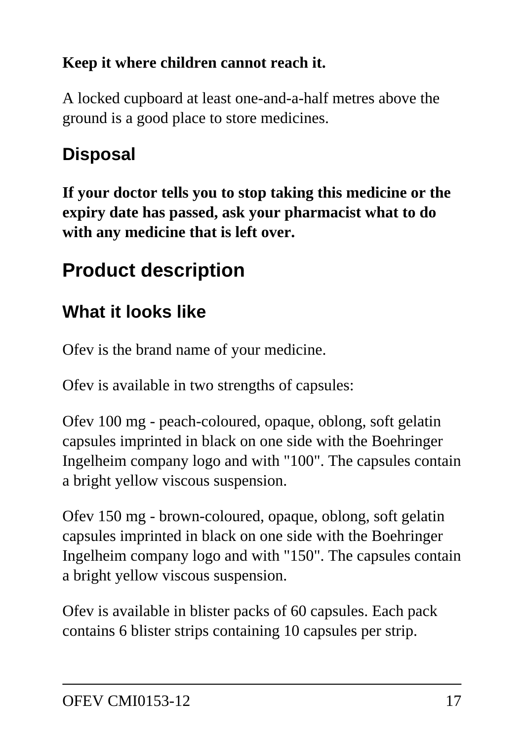**Keep it where children cannot reach it.**

A locked cupboard at least one-and-a-half metres above the ground is a good place to store medicines.

### Disposal

**If your doctor tells you to stop taking this medicine or the expiry date has passed, ask your pharmacist what to do with any medicine that is left over.**

## Product description

### What it looks like

Ofev is the brand name of your medicine.

Ofev is available in two strengths of capsules:

Ofev 100 mg - peach-coloured, opaque, oblong, soft gelatin capsules imprinted in black on one side with the Boehringer Ingelheim company logo and with "100". The capsules contain a bright yellow viscous suspension.

Ofev 150 mg - brown-coloured, opaque, oblong, soft gelatin capsules imprinted in black on one side with the Boehringer Ingelheim company logo and with "150". The capsules contain a bright yellow viscous suspension.

Ofev is available in blister packs of 60 capsules. Each pack contains 6 blister strips containing 10 capsules per strip.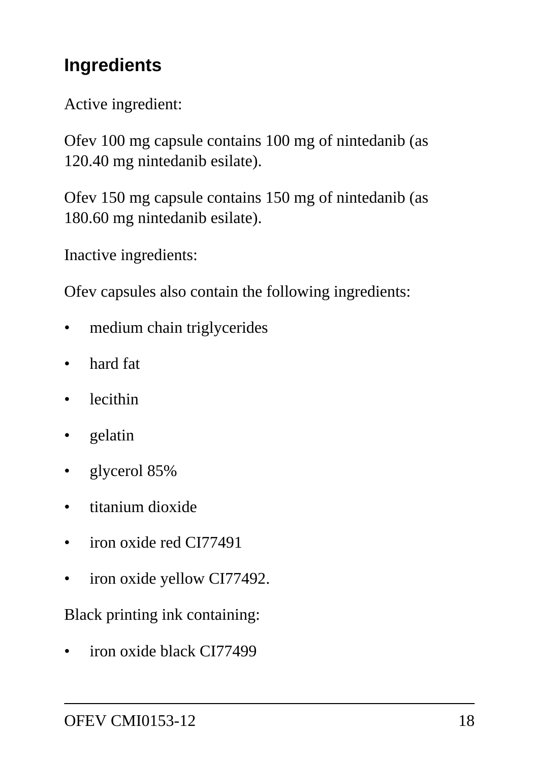## Ingredients

Active ingredient:

Ofev 100 mg capsule contains 100 mg of nintedanib (as 120.40 mg nintedanib esilate).

Ofev 150 mg capsule contains 150 mg of nintedanib (as 180.60 mg nintedanib esilate).

Inactive ingredients:

Ofev capsules also contain the following ingredients:

- medium chain triglycerides
- hard fat
- lecithin
- gelatin
- glycerol 85%
- titanium dioxide
- iron oxide red CI77491
- iron oxide yellow CI77492.

Black printing ink containing:

- iron oxide black CI77499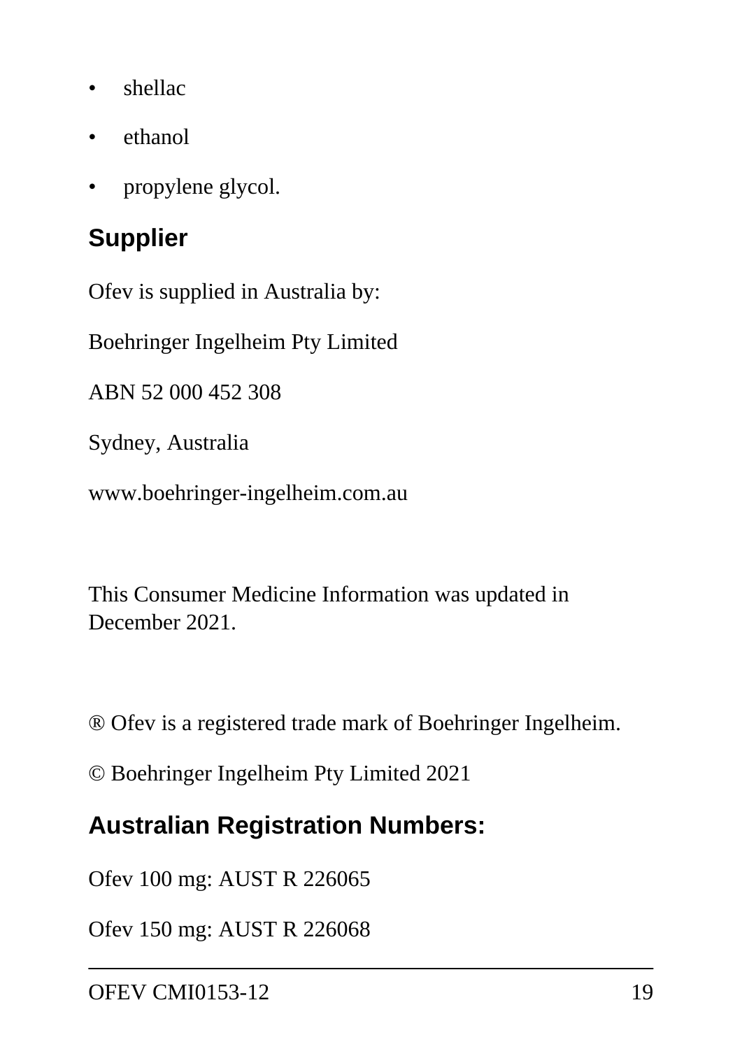- shellac
- ethanol
- propylene glycol.

## Supplier

Ofev is supplied in Australia by:

Boehringer Ingelheim Pty Limited

ABN 52 000 452 308

Sydney, Australia

www.boehringer-ingelheim.com.au

This Consumer Medicine Information was updated in December 2021.

® Ofev is a registered trade mark of Boehringer Ingelheim.

© Boehringer Ingelheim Pty Limited 2021

## Australian Registration Numbers:

Ofev 100 mg: AUST R 226065

Ofev 150 mg: AUST R 226068